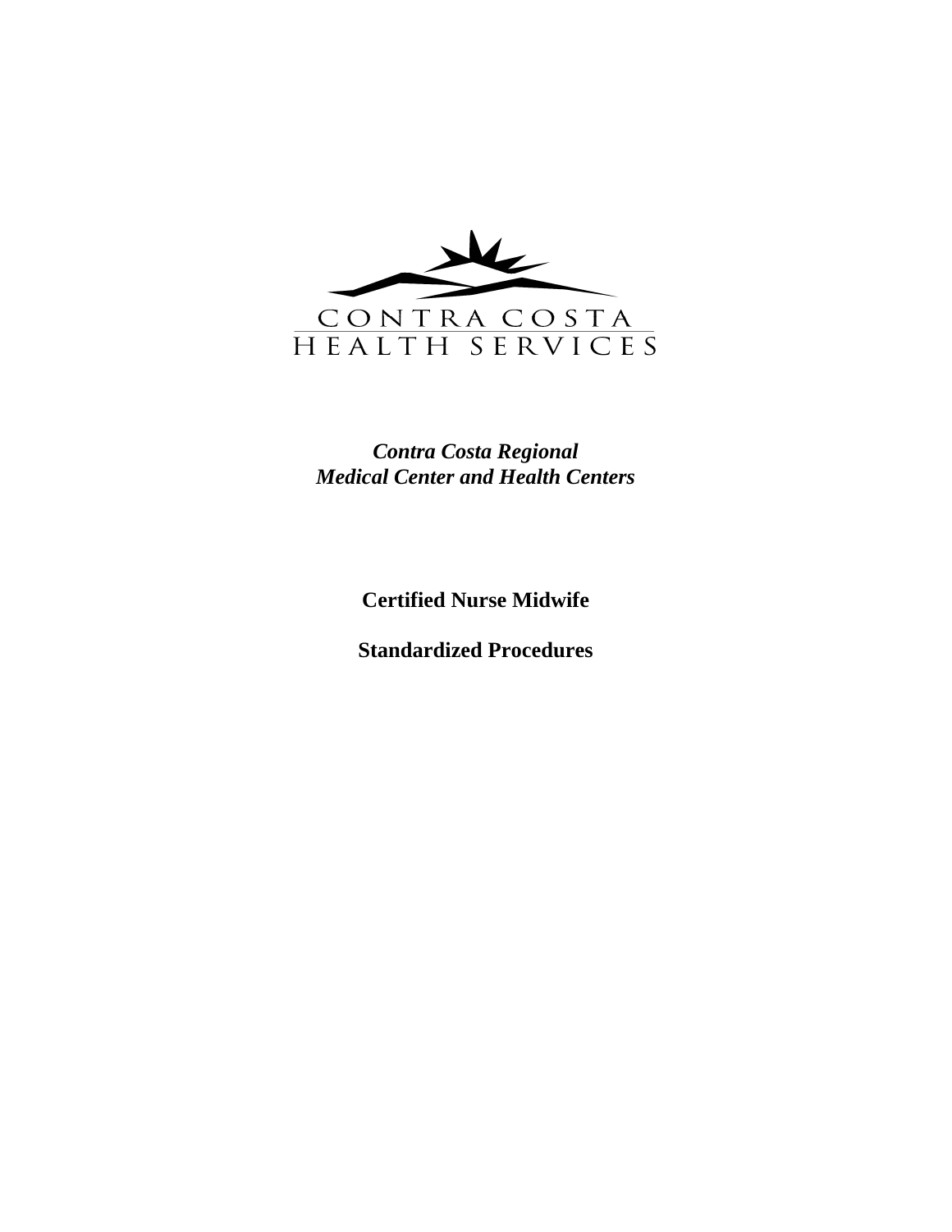CONTRA COSTA
HEALTH SERVICES

*Contra Costa Regional*
*Medical Center and Health Centers*

**Certified Nurse Midwife**

**Standardized Procedures**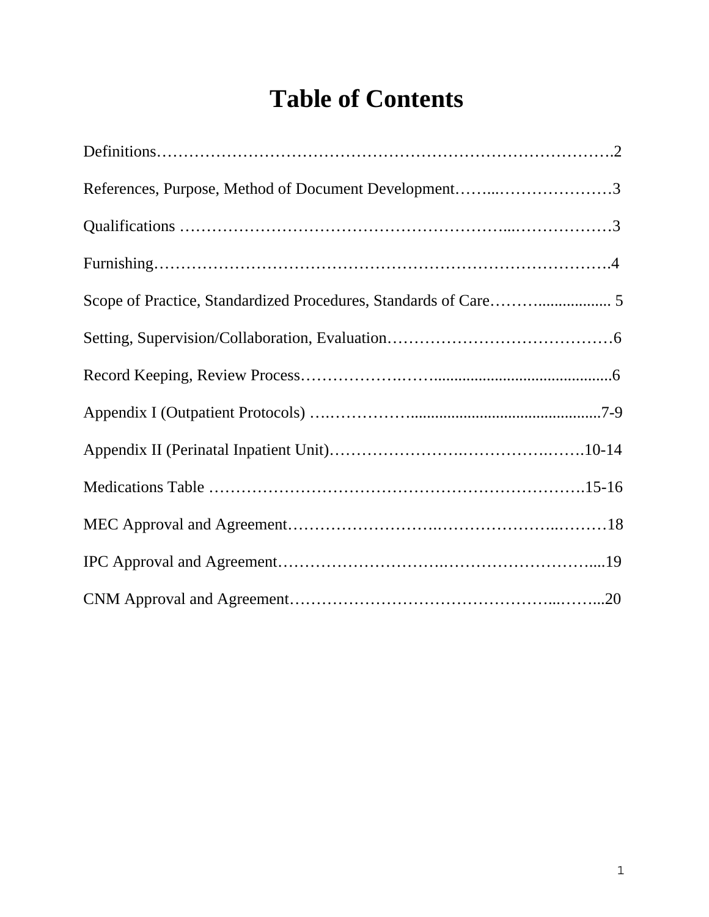# Table of Contents

Definitions………………………………………………………………………….2

References, Purpose, Method of Document Development……..…………………3

Qualifications ………………………………………………...………………3

Furnishing……………………………………………………………………….4

Scope of Practice, Standardized Procedures, Standards of Care……….................. 5

Setting, Supervision/Collaboration, Evaluation……………………………………6

Record Keeping, Review Process……………….……............................................6

Appendix I (Outpatient Protocols) ….…………….............................................7-9

Appendix II (Perinatal Inpatient Unit)…………………….…………….…….10-14

Medications Table ………………………………………………………….15-16

MEC Approval and Agreement…………………….………………..………18

IPC Approval and Agreement……………………….……………………....19

CNM Approval and Agreement…………………………………………...……...20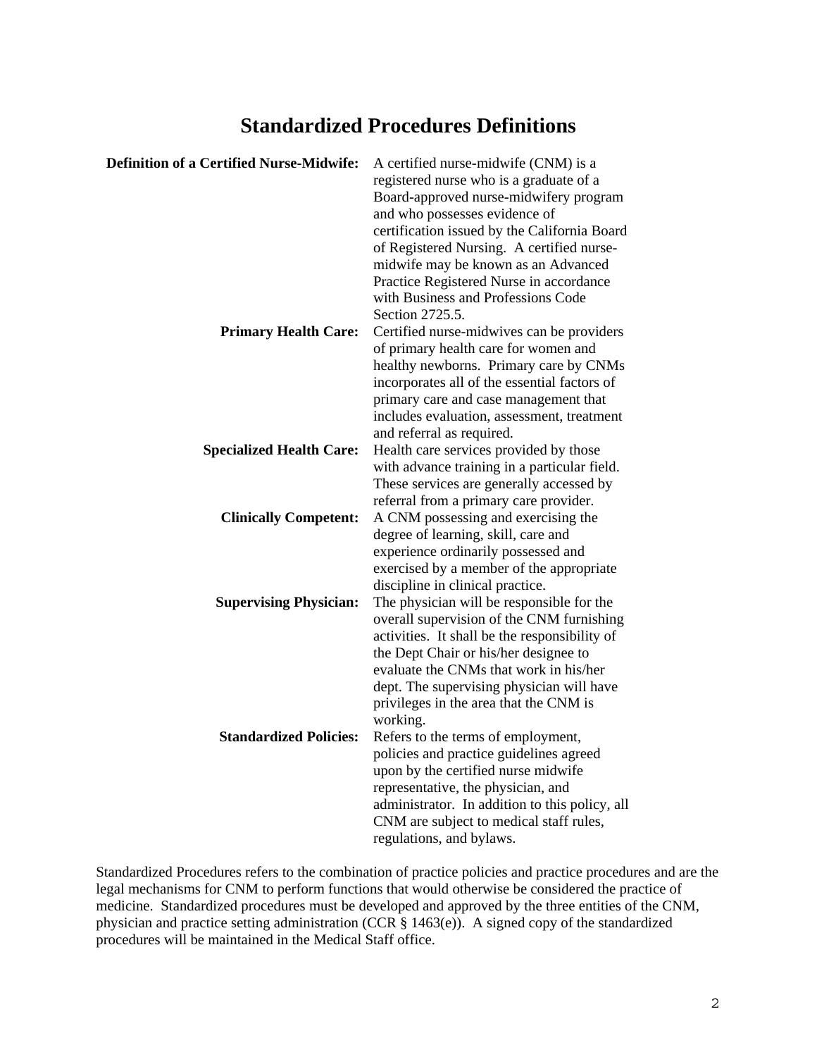# Standardized Procedures Definitions

**Definition of a Certified Nurse-Midwife:** A certified nurse-midwife (CNM) is a registered nurse who is a graduate of a Board-approved nurse-midwifery program and who possesses evidence of certification issued by the California Board of Registered Nursing. A certified nurse-midwife may be known as an Advanced Practice Registered Nurse in accordance with Business and Professions Code Section 2725.5.

**Primary Health Care:** Certified nurse-midwives can be providers of primary health care for women and healthy newborns. Primary care by CNMs incorporates all of the essential factors of primary care and case management that includes evaluation, assessment, treatment and referral as required.

**Specialized Health Care:** Health care services provided by those with advance training in a particular field. These services are generally accessed by referral from a primary care provider.

**Clinically Competent:** A CNM possessing and exercising the degree of learning, skill, care and experience ordinarily possessed and exercised by a member of the appropriate discipline in clinical practice.

**Supervising Physician:** The physician will be responsible for the overall supervision of the CNM furnishing activities. It shall be the responsibility of the Dept Chair or his/her designee to evaluate the CNMs that work in his/her dept. The supervising physician will have privileges in the area that the CNM is working.

**Standardized Policies:** Refers to the terms of employment, policies and practice guidelines agreed upon by the certified nurse midwife representative, the physician, and administrator. In addition to this policy, all CNM are subject to medical staff rules, regulations, and bylaws.

Standardized Procedures refers to the combination of practice policies and practice procedures and are the legal mechanisms for CNM to perform functions that would otherwise be considered the practice of medicine. Standardized procedures must be developed and approved by the three entities of the CNM, physician and practice setting administration (CCR § 1463(e)). A signed copy of the standardized procedures will be maintained in the Medical Staff office.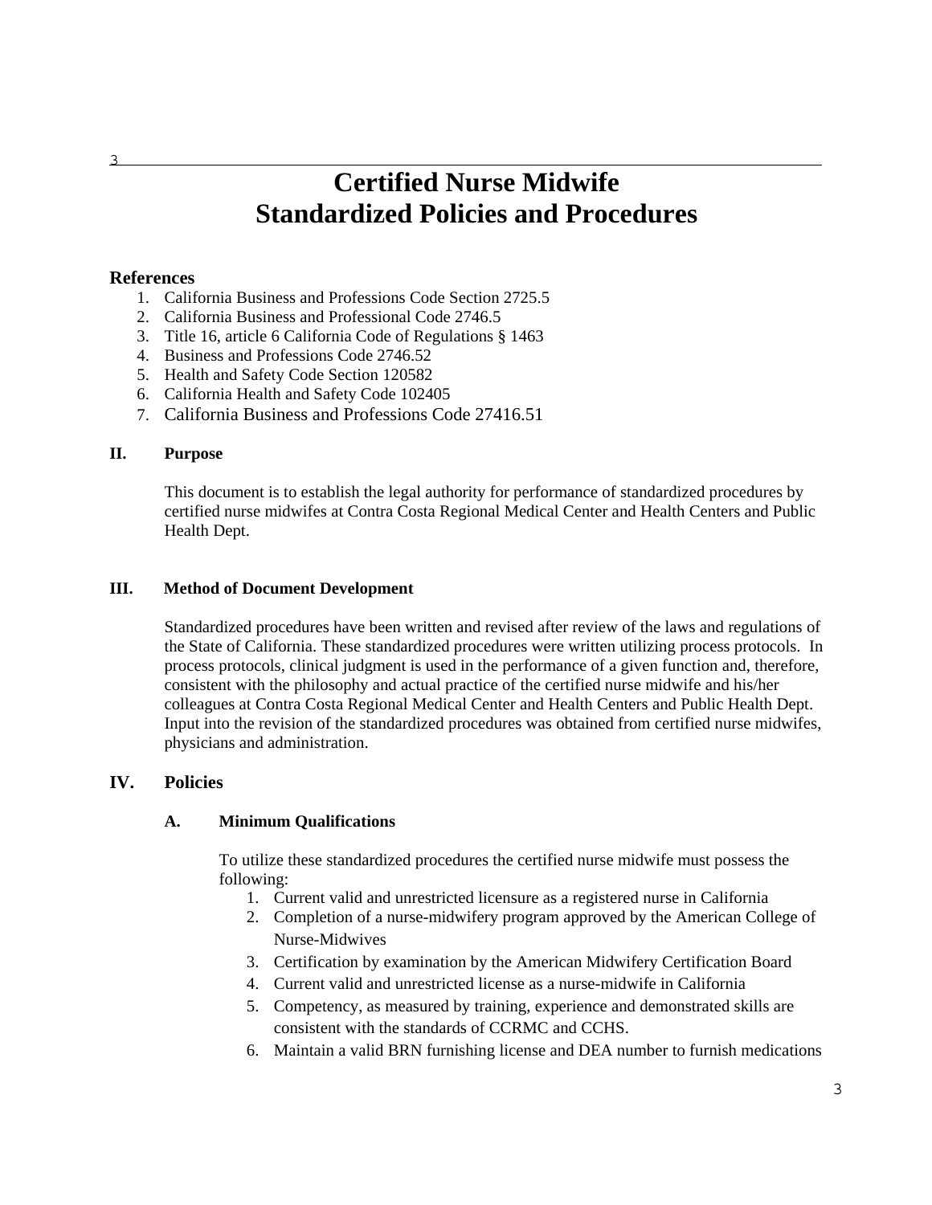# Certified Nurse Midwife
# Standardized Policies and Procedures

## References

1. California Business and Professions Code Section 2725.5
2. California Business and Professional Code 2746.5
3. Title 16, article 6 California Code of Regulations § 1463
4. Business and Professions Code 2746.52
5. Health and Safety Code Section 120582
6. California Health and Safety Code 102405
7. California Business and Professions Code 27416.51

### II. Purpose

This document is to establish the legal authority for performance of standardized procedures by certified nurse midwifes at Contra Costa Regional Medical Center and Health Centers and Public Health Dept.

### III. Method of Document Development

Standardized procedures have been written and revised after review of the laws and regulations of the State of California. These standardized procedures were written utilizing process protocols. In process protocols, clinical judgment is used in the performance of a given function and, therefore, consistent with the philosophy and actual practice of the certified nurse midwife and his/her colleagues at Contra Costa Regional Medical Center and Health Centers and Public Health Dept. Input into the revision of the standardized procedures was obtained from certified nurse midwifes, physicians and administration.

## IV. Policies

### A. Minimum Qualifications

To utilize these standardized procedures the certified nurse midwife must possess the following:

1. Current valid and unrestricted licensure as a registered nurse in California
2. Completion of a nurse-midwifery program approved by the American College of Nurse-Midwives
3. Certification by examination by the American Midwifery Certification Board
4. Current valid and unrestricted license as a nurse-midwife in California
5. Competency, as measured by training, experience and demonstrated skills are consistent with the standards of CCRMC and CCHS.
6. Maintain a valid BRN furnishing license and DEA number to furnish medications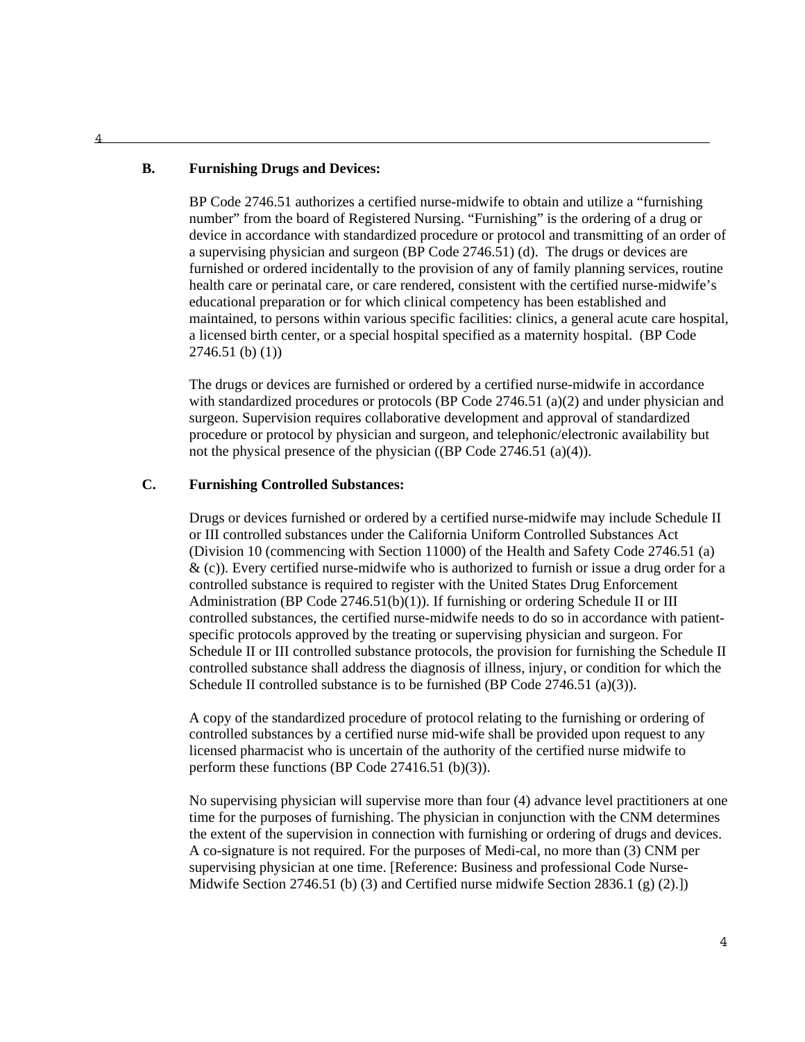## B. Furnishing Drugs and Devices:

BP Code 2746.51 authorizes a certified nurse-midwife to obtain and utilize a "furnishing number" from the board of Registered Nursing. "Furnishing" is the ordering of a drug or device in accordance with standardized procedure or protocol and transmitting of an order of a supervising physician and surgeon (BP Code 2746.51) (d). The drugs or devices are furnished or ordered incidentally to the provision of any of family planning services, routine health care or perinatal care, or care rendered, consistent with the certified nurse-midwife's educational preparation or for which clinical competency has been established and maintained, to persons within various specific facilities: clinics, a general acute care hospital, a licensed birth center, or a special hospital specified as a maternity hospital. (BP Code 2746.51 (b) (1))

The drugs or devices are furnished or ordered by a certified nurse-midwife in accordance with standardized procedures or protocols (BP Code 2746.51 (a)(2) and under physician and surgeon. Supervision requires collaborative development and approval of standardized procedure or protocol by physician and surgeon, and telephonic/electronic availability but not the physical presence of the physician ((BP Code 2746.51 (a)(4)).

## C. Furnishing Controlled Substances:

Drugs or devices furnished or ordered by a certified nurse-midwife may include Schedule II or III controlled substances under the California Uniform Controlled Substances Act (Division 10 (commencing with Section 11000) of the Health and Safety Code 2746.51 (a) & (c)). Every certified nurse-midwife who is authorized to furnish or issue a drug order for a controlled substance is required to register with the United States Drug Enforcement Administration (BP Code 2746.51(b)(1)). If furnishing or ordering Schedule II or III controlled substances, the certified nurse-midwife needs to do so in accordance with patient-specific protocols approved by the treating or supervising physician and surgeon. For Schedule II or III controlled substance protocols, the provision for furnishing the Schedule II controlled substance shall address the diagnosis of illness, injury, or condition for which the Schedule II controlled substance is to be furnished (BP Code 2746.51 (a)(3)).

A copy of the standardized procedure of protocol relating to the furnishing or ordering of controlled substances by a certified nurse mid-wife shall be provided upon request to any licensed pharmacist who is uncertain of the authority of the certified nurse midwife to perform these functions (BP Code 27416.51 (b)(3)).

No supervising physician will supervise more than four (4) advance level practitioners at one time for the purposes of furnishing. The physician in conjunction with the CNM determines the extent of the supervision in connection with furnishing or ordering of drugs and devices. A co-signature is not required. For the purposes of Medi-cal, no more than (3) CNM per supervising physician at one time. [Reference: Business and professional Code Nurse-Midwife Section 2746.51 (b) (3) and Certified nurse midwife Section 2836.1 (g) (2).])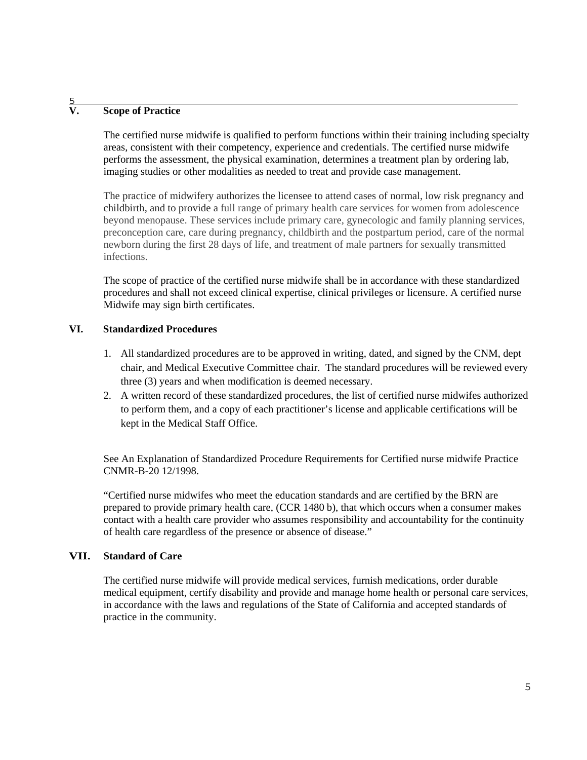## V. Scope of Practice

The certified nurse midwife is qualified to perform functions within their training including specialty areas, consistent with their competency, experience and credentials. The certified nurse midwife performs the assessment, the physical examination, determines a treatment plan by ordering lab, imaging studies or other modalities as needed to treat and provide case management.

The practice of midwifery authorizes the licensee to attend cases of normal, low risk pregnancy and childbirth, and to provide a full range of primary health care services for women from adolescence beyond menopause. These services include primary care, gynecologic and family planning services, preconception care, care during pregnancy, childbirth and the postpartum period, care of the normal newborn during the first 28 days of life, and treatment of male partners for sexually transmitted infections.

The scope of practice of the certified nurse midwife shall be in accordance with these standardized procedures and shall not exceed clinical expertise, clinical privileges or licensure. A certified nurse Midwife may sign birth certificates.

## VI. Standardized Procedures

1. All standardized procedures are to be approved in writing, dated, and signed by the CNM, dept chair, and Medical Executive Committee chair. The standard procedures will be reviewed every three (3) years and when modification is deemed necessary.
2. A written record of these standardized procedures, the list of certified nurse midwifes authorized to perform them, and a copy of each practitioner's license and applicable certifications will be kept in the Medical Staff Office.

See An Explanation of Standardized Procedure Requirements for Certified nurse midwife Practice CNMR-B-20 12/1998.

"Certified nurse midwifes who meet the education standards and are certified by the BRN are prepared to provide primary health care, (CCR 1480 b), that which occurs when a consumer makes contact with a health care provider who assumes responsibility and accountability for the continuity of health care regardless of the presence or absence of disease."

## VII. Standard of Care

The certified nurse midwife will provide medical services, furnish medications, order durable medical equipment, certify disability and provide and manage home health or personal care services, in accordance with the laws and regulations of the State of California and accepted standards of practice in the community.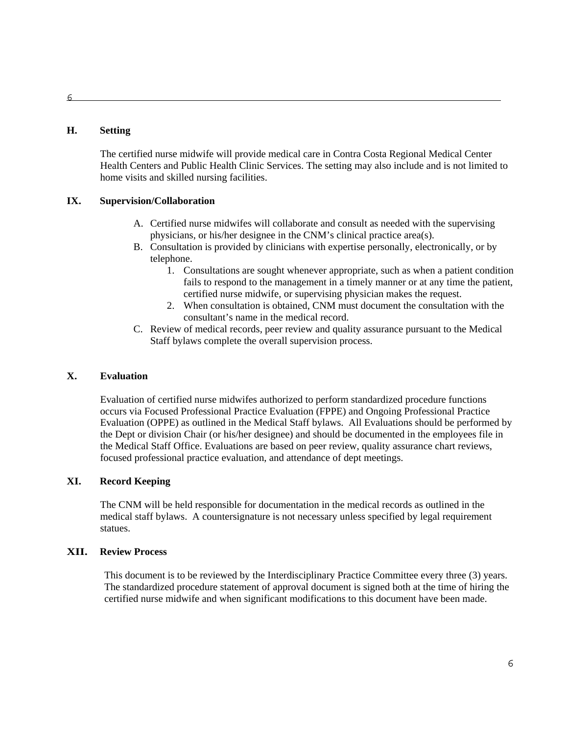## H. Setting

The certified nurse midwife will provide medical care in Contra Costa Regional Medical Center Health Centers and Public Health Clinic Services. The setting may also include and is not limited to home visits and skilled nursing facilities.

## IX. Supervision/Collaboration

A. Certified nurse midwifes will collaborate and consult as needed with the supervising physicians, or his/her designee in the CNM's clinical practice area(s).
B. Consultation is provided by clinicians with expertise personally, electronically, or by telephone.
   1. Consultations are sought whenever appropriate, such as when a patient condition fails to respond to the management in a timely manner or at any time the patient, certified nurse midwife, or supervising physician makes the request.
   2. When consultation is obtained, CNM must document the consultation with the consultant's name in the medical record.
C. Review of medical records, peer review and quality assurance pursuant to the Medical Staff bylaws complete the overall supervision process.

## X. Evaluation

Evaluation of certified nurse midwifes authorized to perform standardized procedure functions occurs via Focused Professional Practice Evaluation (FPPE) and Ongoing Professional Practice Evaluation (OPPE) as outlined in the Medical Staff bylaws. All Evaluations should be performed by the Dept or division Chair (or his/her designee) and should be documented in the employees file in the Medical Staff Office. Evaluations are based on peer review, quality assurance chart reviews, focused professional practice evaluation, and attendance of dept meetings.

## XI. Record Keeping

The CNM will be held responsible for documentation in the medical records as outlined in the medical staff bylaws. A countersignature is not necessary unless specified by legal requirement statues.

## XII. Review Process

This document is to be reviewed by the Interdisciplinary Practice Committee every three (3) years. The standardized procedure statement of approval document is signed both at the time of hiring the certified nurse midwife and when significant modifications to this document have been made.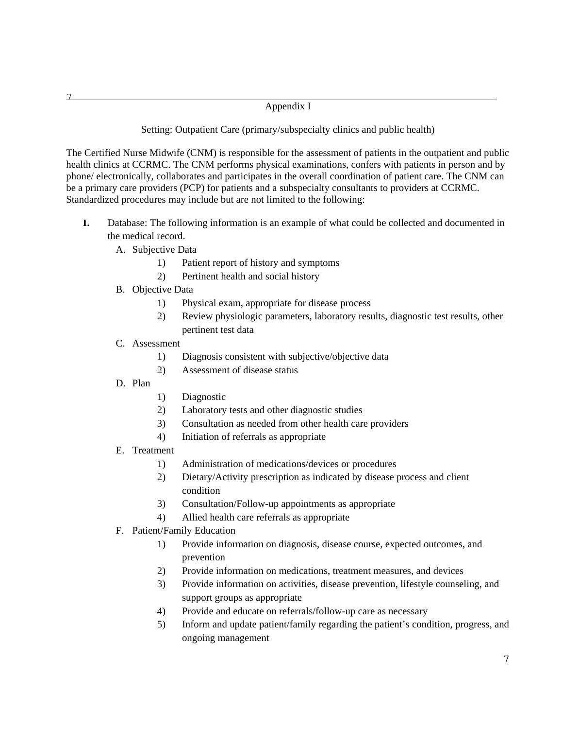## Appendix I

Setting: Outpatient Care (primary/subspecialty clinics and public health)

The Certified Nurse Midwife (CNM) is responsible for the assessment of patients in the outpatient and public health clinics at CCRMC. The CNM performs physical examinations, confers with patients in person and by phone/ electronically, collaborates and participates in the overall coordination of patient care. The CNM can be a primary care providers (PCP) for patients and a subspecialty consultants to providers at CCRMC. Standardized procedures may include but are not limited to the following:

**I.** Database: The following information is an example of what could be collected and documented in the medical record.

A. Subjective Data
   1) Patient report of history and symptoms
   2) Pertinent health and social history

B. Objective Data
   1) Physical exam, appropriate for disease process
   2) Review physiologic parameters, laboratory results, diagnostic test results, other pertinent test data

C. Assessment
   1) Diagnosis consistent with subjective/objective data
   2) Assessment of disease status

D. Plan
   1) Diagnostic
   2) Laboratory tests and other diagnostic studies
   3) Consultation as needed from other health care providers
   4) Initiation of referrals as appropriate

E. Treatment
   1) Administration of medications/devices or procedures
   2) Dietary/Activity prescription as indicated by disease process and client condition
   3) Consultation/Follow-up appointments as appropriate
   4) Allied health care referrals as appropriate

F. Patient/Family Education
   1) Provide information on diagnosis, disease course, expected outcomes, and prevention
   2) Provide information on medications, treatment measures, and devices
   3) Provide information on activities, disease prevention, lifestyle counseling, and support groups as appropriate
   4) Provide and educate on referrals/follow-up care as necessary
   5) Inform and update patient/family regarding the patient's condition, progress, and ongoing management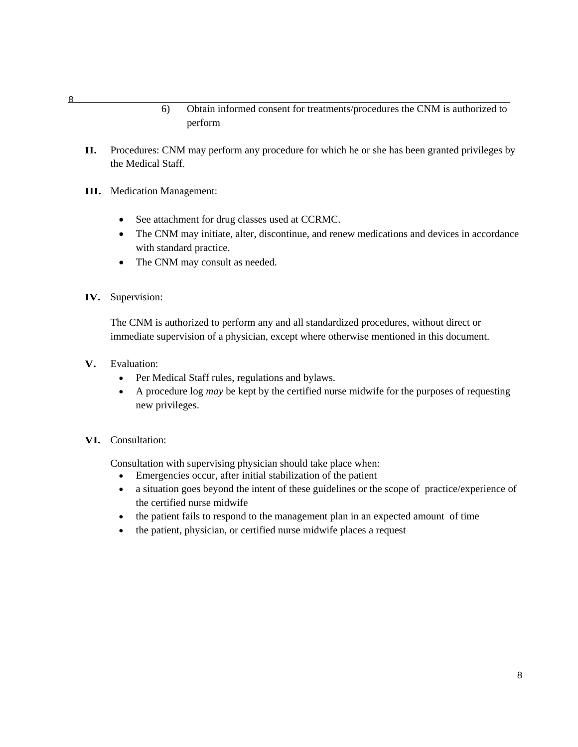6) Obtain informed consent for treatments/procedures the CNM is authorized to perform

**II.** Procedures: CNM may perform any procedure for which he or she has been granted privileges by the Medical Staff.

**III.** Medication Management:

- See attachment for drug classes used at CCRMC.
- The CNM may initiate, alter, discontinue, and renew medications and devices in accordance with standard practice.
- The CNM may consult as needed.

**IV.** Supervision:

The CNM is authorized to perform any and all standardized procedures, without direct or immediate supervision of a physician, except where otherwise mentioned in this document.

**V.** Evaluation:

- Per Medical Staff rules, regulations and bylaws.
- A procedure log *may* be kept by the certified nurse midwife for the purposes of requesting new privileges.

**VI.** Consultation:

Consultation with supervising physician should take place when:

- Emergencies occur, after initial stabilization of the patient
- a situation goes beyond the intent of these guidelines or the scope of practice/experience of the certified nurse midwife
- the patient fails to respond to the management plan in an expected amount of time
- the patient, physician, or certified nurse midwife places a request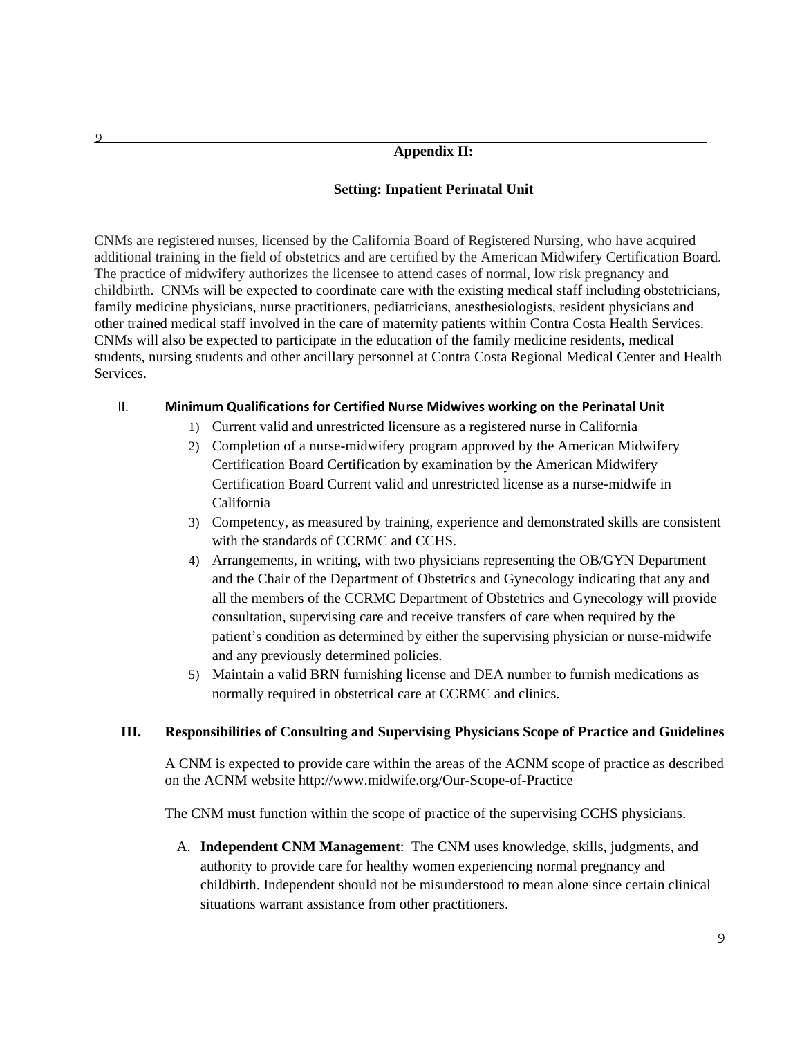## Appendix II:

### Setting: Inpatient Perinatal Unit

CNMs are registered nurses, licensed by the California Board of Registered Nursing, who have acquired additional training in the field of obstetrics and are certified by the American Midwifery Certification Board. The practice of midwifery authorizes the licensee to attend cases of normal, low risk pregnancy and childbirth. CNMs will be expected to coordinate care with the existing medical staff including obstetricians, family medicine physicians, nurse practitioners, pediatricians, anesthesiologists, resident physicians and other trained medical staff involved in the care of maternity patients within Contra Costa Health Services. CNMs will also be expected to participate in the education of the family medicine residents, medical students, nursing students and other ancillary personnel at Contra Costa Regional Medical Center and Health Services.

### II. Minimum Qualifications for Certified Nurse Midwives working on the Perinatal Unit

1) Current valid and unrestricted licensure as a registered nurse in California
2) Completion of a nurse-midwifery program approved by the American Midwifery Certification Board Certification by examination by the American Midwifery Certification Board Current valid and unrestricted license as a nurse-midwife in California
3) Competency, as measured by training, experience and demonstrated skills are consistent with the standards of CCRMC and CCHS.
4) Arrangements, in writing, with two physicians representing the OB/GYN Department and the Chair of the Department of Obstetrics and Gynecology indicating that any and all the members of the CCRMC Department of Obstetrics and Gynecology will provide consultation, supervising care and receive transfers of care when required by the patient's condition as determined by either the supervising physician or nurse-midwife and any previously determined policies.
5) Maintain a valid BRN furnishing license and DEA number to furnish medications as normally required in obstetrical care at CCRMC and clinics.

### III. Responsibilities of Consulting and Supervising Physicians Scope of Practice and Guidelines

A CNM is expected to provide care within the areas of the ACNM scope of practice as described on the ACNM website http://www.midwife.org/Our-Scope-of-Practice

The CNM must function within the scope of practice of the supervising CCHS physicians.

A. **Independent CNM Management**: The CNM uses knowledge, skills, judgments, and authority to provide care for healthy women experiencing normal pregnancy and childbirth. Independent should not be misunderstood to mean alone since certain clinical situations warrant assistance from other practitioners.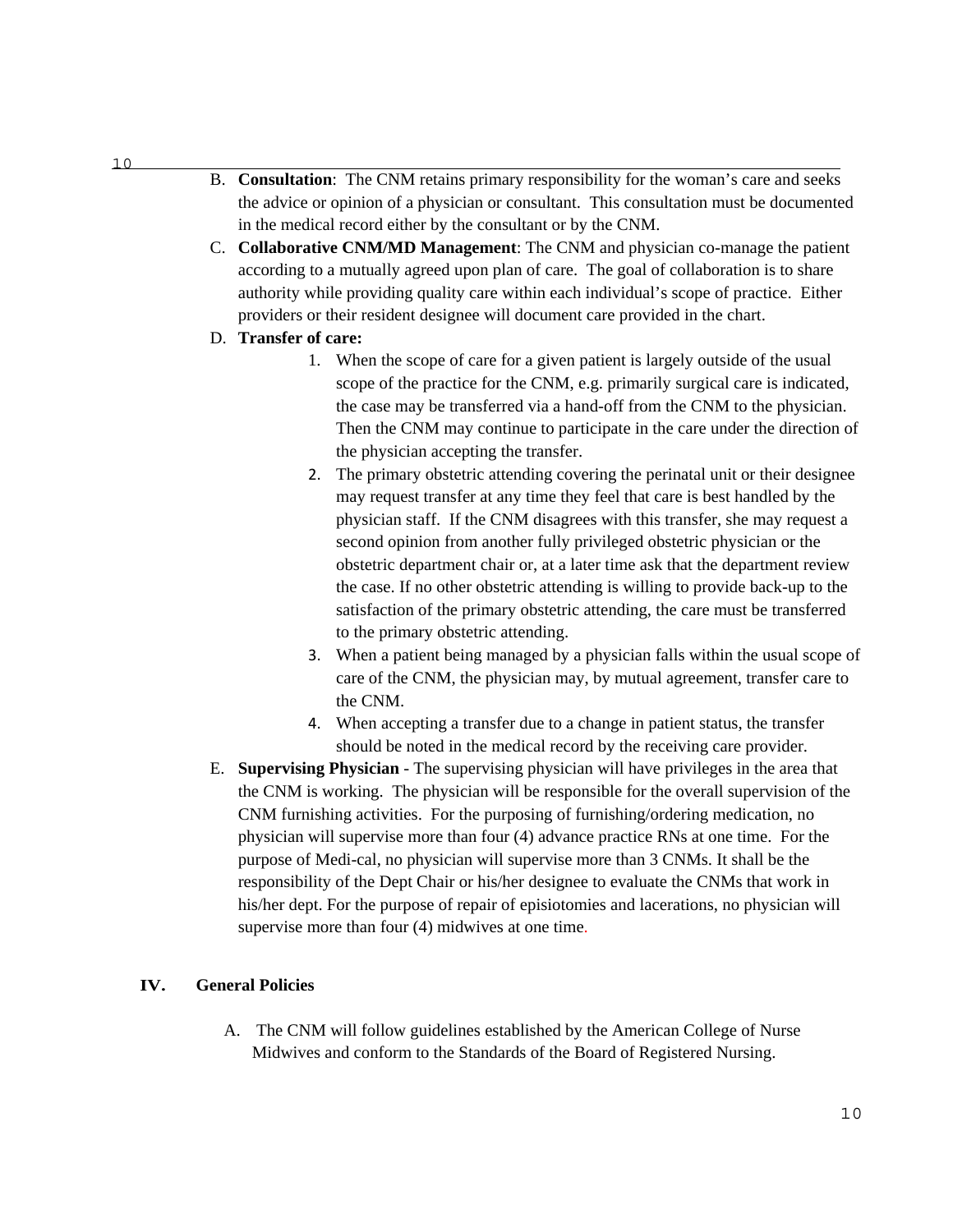B. **Consultation**: The CNM retains primary responsibility for the woman's care and seeks the advice or opinion of a physician or consultant. This consultation must be documented in the medical record either by the consultant or by the CNM.

C. **Collaborative CNM/MD Management**: The CNM and physician co-manage the patient according to a mutually agreed upon plan of care. The goal of collaboration is to share authority while providing quality care within each individual's scope of practice. Either providers or their resident designee will document care provided in the chart.

D. **Transfer of care:**

1. When the scope of care for a given patient is largely outside of the usual scope of the practice for the CNM, e.g. primarily surgical care is indicated, the case may be transferred via a hand-off from the CNM to the physician. Then the CNM may continue to participate in the care under the direction of the physician accepting the transfer.
2. The primary obstetric attending covering the perinatal unit or their designee may request transfer at any time they feel that care is best handled by the physician staff. If the CNM disagrees with this transfer, she may request a second opinion from another fully privileged obstetric physician or the obstetric department chair or, at a later time ask that the department review the case. If no other obstetric attending is willing to provide back-up to the satisfaction of the primary obstetric attending, the care must be transferred to the primary obstetric attending.
3. When a patient being managed by a physician falls within the usual scope of care of the CNM, the physician may, by mutual agreement, transfer care to the CNM.
4. When accepting a transfer due to a change in patient status, the transfer should be noted in the medical record by the receiving care provider.

E. **Supervising Physician** - The supervising physician will have privileges in the area that the CNM is working. The physician will be responsible for the overall supervision of the CNM furnishing activities. For the purposing of furnishing/ordering medication, no physician will supervise more than four (4) advance practice RNs at one time. For the purpose of Medi-cal, no physician will supervise more than 3 CNMs. It shall be the responsibility of the Dept Chair or his/her designee to evaluate the CNMs that work in his/her dept. For the purpose of repair of episiotomies and lacerations, no physician will supervise more than four (4) midwives at one time.

## IV. General Policies

A. The CNM will follow guidelines established by the American College of Nurse Midwives and conform to the Standards of the Board of Registered Nursing.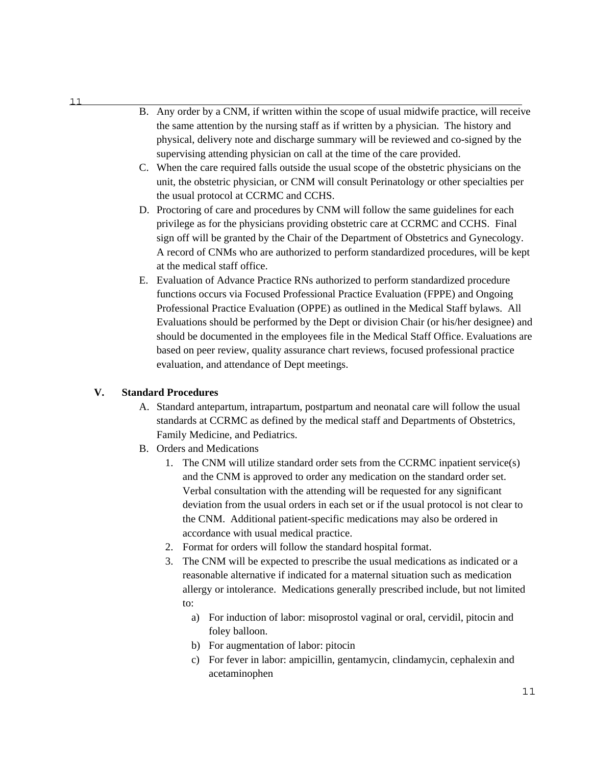B. Any order by a CNM, if written within the scope of usual midwife practice, will receive the same attention by the nursing staff as if written by a physician. The history and physical, delivery note and discharge summary will be reviewed and co-signed by the supervising attending physician on call at the time of the care provided.

C. When the care required falls outside the usual scope of the obstetric physicians on the unit, the obstetric physician, or CNM will consult Perinatology or other specialties per the usual protocol at CCRMC and CCHS.

D. Proctoring of care and procedures by CNM will follow the same guidelines for each privilege as for the physicians providing obstetric care at CCRMC and CCHS. Final sign off will be granted by the Chair of the Department of Obstetrics and Gynecology. A record of CNMs who are authorized to perform standardized procedures, will be kept at the medical staff office.

E. Evaluation of Advance Practice RNs authorized to perform standardized procedure functions occurs via Focused Professional Practice Evaluation (FPPE) and Ongoing Professional Practice Evaluation (OPPE) as outlined in the Medical Staff bylaws. All Evaluations should be performed by the Dept or division Chair (or his/her designee) and should be documented in the employees file in the Medical Staff Office. Evaluations are based on peer review, quality assurance chart reviews, focused professional practice evaluation, and attendance of Dept meetings.

## V. Standard Procedures

A. Standard antepartum, intrapartum, postpartum and neonatal care will follow the usual standards at CCRMC as defined by the medical staff and Departments of Obstetrics, Family Medicine, and Pediatrics.

B. Orders and Medications

1. The CNM will utilize standard order sets from the CCRMC inpatient service(s) and the CNM is approved to order any medication on the standard order set. Verbal consultation with the attending will be requested for any significant deviation from the usual orders in each set or if the usual protocol is not clear to the CNM. Additional patient-specific medications may also be ordered in accordance with usual medical practice.
2. Format for orders will follow the standard hospital format.
3. The CNM will be expected to prescribe the usual medications as indicated or a reasonable alternative if indicated for a maternal situation such as medication allergy or intolerance. Medications generally prescribed include, but not limited to:
   a) For induction of labor: misoprostol vaginal or oral, cervidil, pitocin and foley balloon.
   b) For augmentation of labor: pitocin
   c) For fever in labor: ampicillin, gentamycin, clindamycin, cephalexin and acetaminophen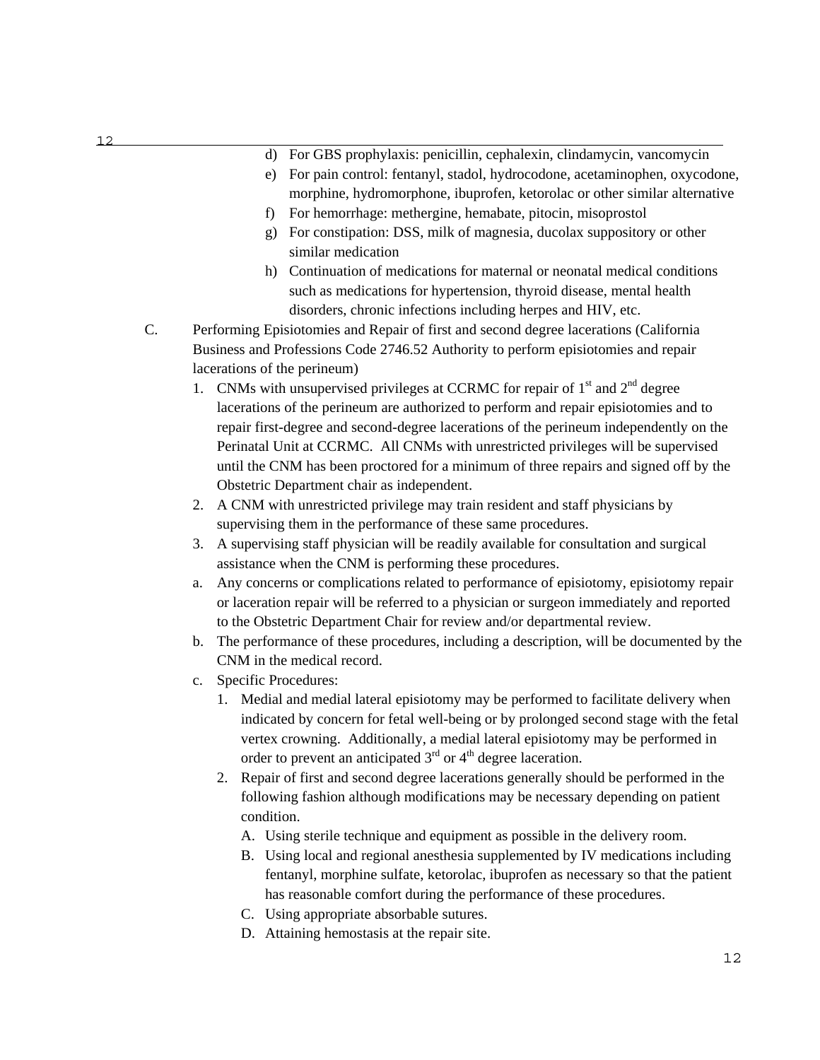d) For GBS prophylaxis: penicillin, cephalexin, clindamycin, vancomycin
e) For pain control: fentanyl, stadol, hydrocodone, acetaminophen, oxycodone, morphine, hydromorphone, ibuprofen, ketorolac or other similar alternative
f) For hemorrhage: methergine, hemabate, pitocin, misoprostol
g) For constipation: DSS, milk of magnesia, ducolax suppository or other similar medication
h) Continuation of medications for maternal or neonatal medical conditions such as medications for hypertension, thyroid disease, mental health disorders, chronic infections including herpes and HIV, etc.

C. Performing Episiotomies and Repair of first and second degree lacerations (California Business and Professions Code 2746.52 Authority to perform episiotomies and repair lacerations of the perineum)

1. CNMs with unsupervised privileges at CCRMC for repair of 1st and 2nd degree lacerations of the perineum are authorized to perform and repair episiotomies and to repair first-degree and second-degree lacerations of the perineum independently on the Perinatal Unit at CCRMC. All CNMs with unrestricted privileges will be supervised until the CNM has been proctored for a minimum of three repairs and signed off by the Obstetric Department chair as independent.
2. A CNM with unrestricted privilege may train resident and staff physicians by supervising them in the performance of these same procedures.
3. A supervising staff physician will be readily available for consultation and surgical assistance when the CNM is performing these procedures.

a. Any concerns or complications related to performance of episiotomy, episiotomy repair or laceration repair will be referred to a physician or surgeon immediately and reported to the Obstetric Department Chair for review and/or departmental review.
b. The performance of these procedures, including a description, will be documented by the CNM in the medical record.
c. Specific Procedures:
    1. Medial and medial lateral episiotomy may be performed to facilitate delivery when indicated by concern for fetal well-being or by prolonged second stage with the fetal vertex crowning. Additionally, a medial lateral episiotomy may be performed in order to prevent an anticipated 3rd or 4th degree laceration.
    2. Repair of first and second degree lacerations generally should be performed in the following fashion although modifications may be necessary depending on patient condition.
        A. Using sterile technique and equipment as possible in the delivery room.
        B. Using local and regional anesthesia supplemented by IV medications including fentanyl, morphine sulfate, ketorolac, ibuprofen as necessary so that the patient has reasonable comfort during the performance of these procedures.
        C. Using appropriate absorbable sutures.
        D. Attaining hemostasis at the repair site.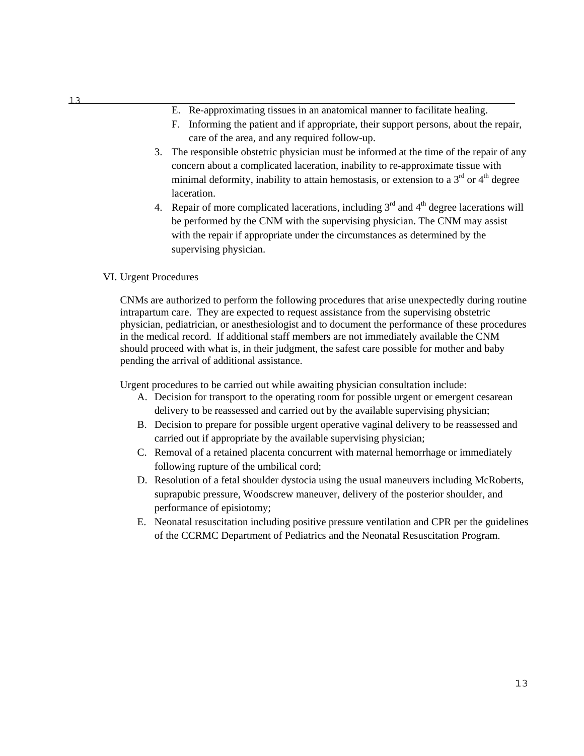E. Re-approximating tissues in an anatomical manner to facilitate healing.
   F. Informing the patient and if appropriate, their support persons, about the repair, care of the area, and any required follow-up.

3. The responsible obstetric physician must be informed at the time of the repair of any concern about a complicated laceration, inability to re-approximate tissue with minimal deformity, inability to attain hemostasis, or extension to a 3rd or 4th degree laceration.
4. Repair of more complicated lacerations, including 3rd and 4th degree lacerations will be performed by the CNM with the supervising physician. The CNM may assist with the repair if appropriate under the circumstances as determined by the supervising physician.

VI. Urgent Procedures

CNMs are authorized to perform the following procedures that arise unexpectedly during routine intrapartum care. They are expected to request assistance from the supervising obstetric physician, pediatrician, or anesthesiologist and to document the performance of these procedures in the medical record. If additional staff members are not immediately available the CNM should proceed with what is, in their judgment, the safest care possible for mother and baby pending the arrival of additional assistance.

Urgent procedures to be carried out while awaiting physician consultation include:

A. Decision for transport to the operating room for possible urgent or emergent cesarean delivery to be reassessed and carried out by the available supervising physician;
B. Decision to prepare for possible urgent operative vaginal delivery to be reassessed and carried out if appropriate by the available supervising physician;
C. Removal of a retained placenta concurrent with maternal hemorrhage or immediately following rupture of the umbilical cord;
D. Resolution of a fetal shoulder dystocia using the usual maneuvers including McRoberts, suprapubic pressure, Woodscrew maneuver, delivery of the posterior shoulder, and performance of episiotomy;
E. Neonatal resuscitation including positive pressure ventilation and CPR per the guidelines of the CCRMC Department of Pediatrics and the Neonatal Resuscitation Program.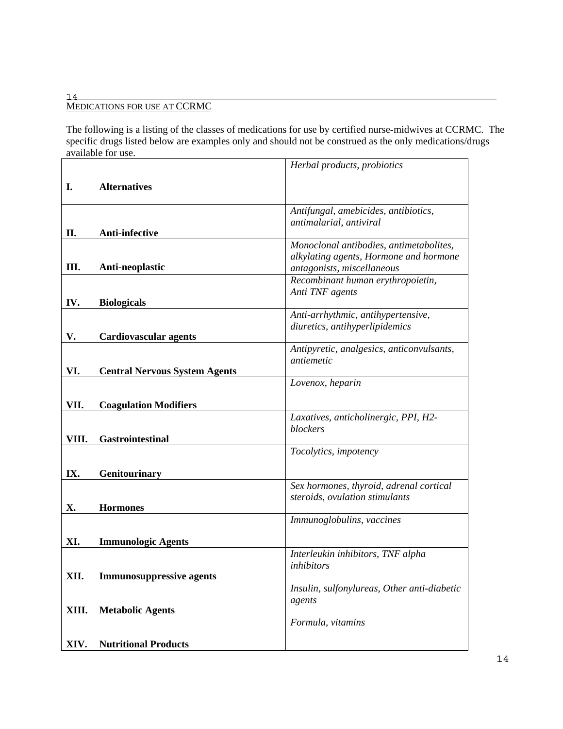## MEDICATIONS FOR USE AT CCRMC

The following is a listing of the classes of medications for use by certified nurse-midwives at CCRMC. The specific drugs listed below are examples only and should not be construed as the only medications/drugs available for use.

| | |
|---|---|
| **I. Alternatives** | *Herbal products, probiotics* |
| **II. Anti-infective** | *Antifungal, amebicides, antibiotics, antimalarial, antiviral* |
| **III. Anti-neoplastic** | *Monoclonal antibodies, antimetabolites, alkylating agents, Hormone and hormone antagonists, miscellaneous* |
| **IV. Biologicals** | *Recombinant human erythropoietin, Anti TNF agents* |
| **V. Cardiovascular agents** | *Anti-arrhythmic, antihypertensive, diuretics, antihyperlipidemics* |
| **VI. Central Nervous System Agents** | *Antipyretic, analgesics, anticonvulsants, antiemetic* |
| **VII. Coagulation Modifiers** | *Lovenox, heparin* |
| **VIII. Gastrointestinal** | *Laxatives, anticholinergic, PPI, H2-blockers* |
| **IX. Genitourinary** | *Tocolytics, impotency* |
| **X. Hormones** | *Sex hormones, thyroid, adrenal cortical steroids, ovulation stimulants* |
| **XI. Immunologic Agents** | *Immunoglobulins, vaccines* |
| **XII. Immunosuppressive agents** | *Interleukin inhibitors, TNF alpha inhibitors* |
| **XIII. Metabolic Agents** | *Insulin, sulfonylureas, Other anti-diabetic agents* |
| **XIV. Nutritional Products** | *Formula, vitamins* |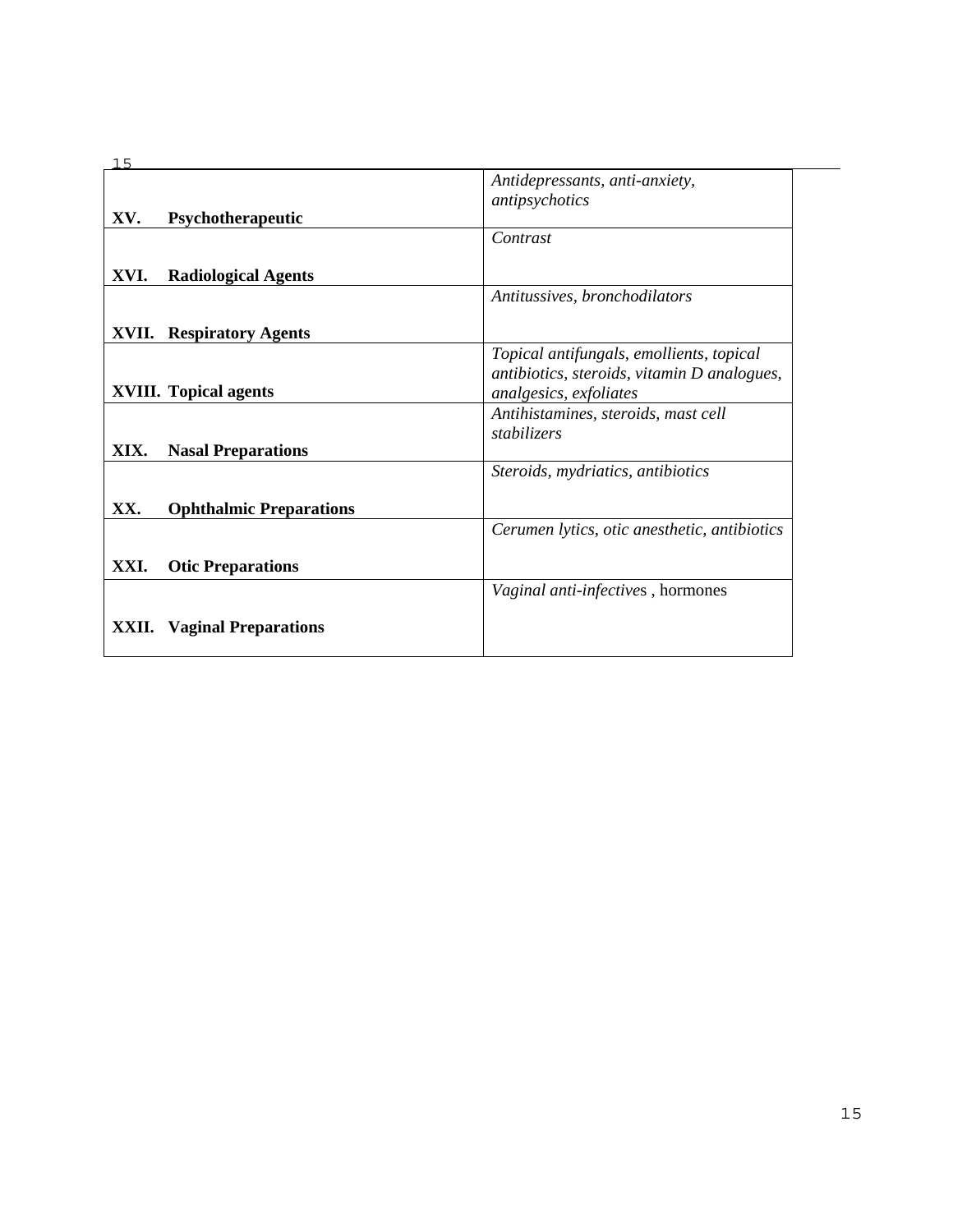| | |
|---|---|
| **XV. Psychotherapeutic** | *Antidepressants, anti-anxiety, antipsychotics* |
| **XVI. Radiological Agents** | *Contrast* |
| **XVII. Respiratory Agents** | *Antitussives, bronchodilators* |
| **XVIII. Topical agents** | *Topical antifungals, emollients, topical antibiotics, steroids, vitamin D analogues, analgesics, exfoliates* |
| **XIX. Nasal Preparations** | *Antihistamines, steroids, mast cell stabilizers* |
| **XX. Ophthalmic Preparations** | *Steroids, mydriatics, antibiotics* |
| **XXI. Otic Preparations** | *Cerumen lytics, otic anesthetic, antibiotics* |
| **XXII. Vaginal Preparations** | *Vaginal anti-infective*s , hormones |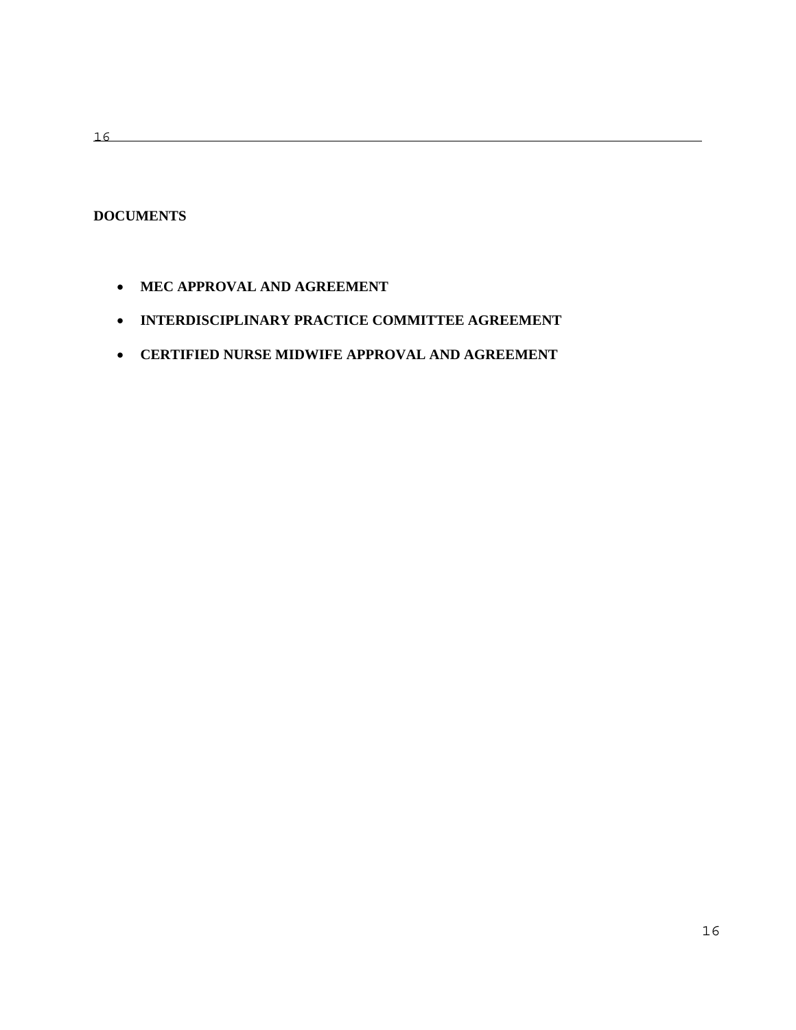**DOCUMENTS**

- **MEC APPROVAL AND AGREEMENT**
- **INTERDISCIPLINARY PRACTICE COMMITTEE AGREEMENT**
- **CERTIFIED NURSE MIDWIFE APPROVAL AND AGREEMENT**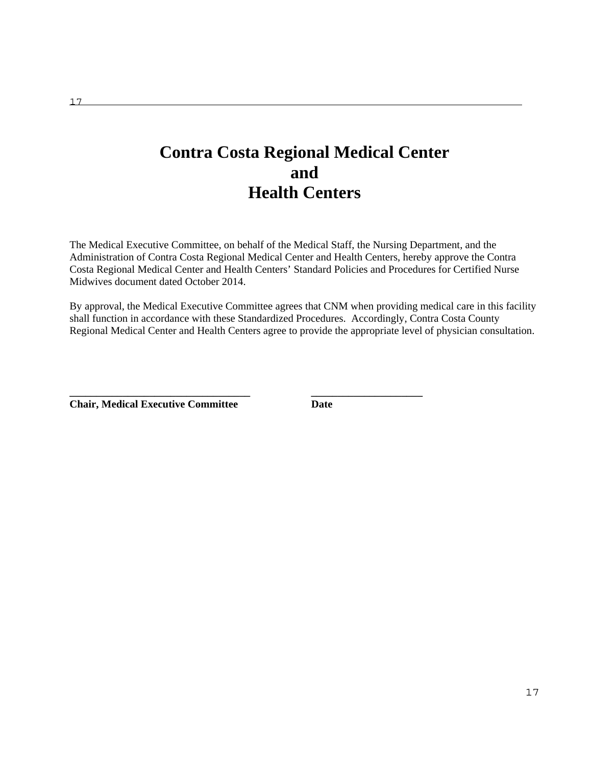# Contra Costa Regional Medical Center
# and
# Health Centers

The Medical Executive Committee, on behalf of the Medical Staff, the Nursing Department, and the Administration of Contra Costa Regional Medical Center and Health Centers, hereby approve the Contra Costa Regional Medical Center and Health Centers' Standard Policies and Procedures for Certified Nurse Midwives document dated October 2014.

By approval, the Medical Executive Committee agrees that CNM when providing medical care in this facility shall function in accordance with these Standardized Procedures. Accordingly, Contra Costa County Regional Medical Center and Health Centers agree to provide the appropriate level of physician consultation.

**_________________________________**
**Chair, Medical Executive Committee**

**____________________**
**Date**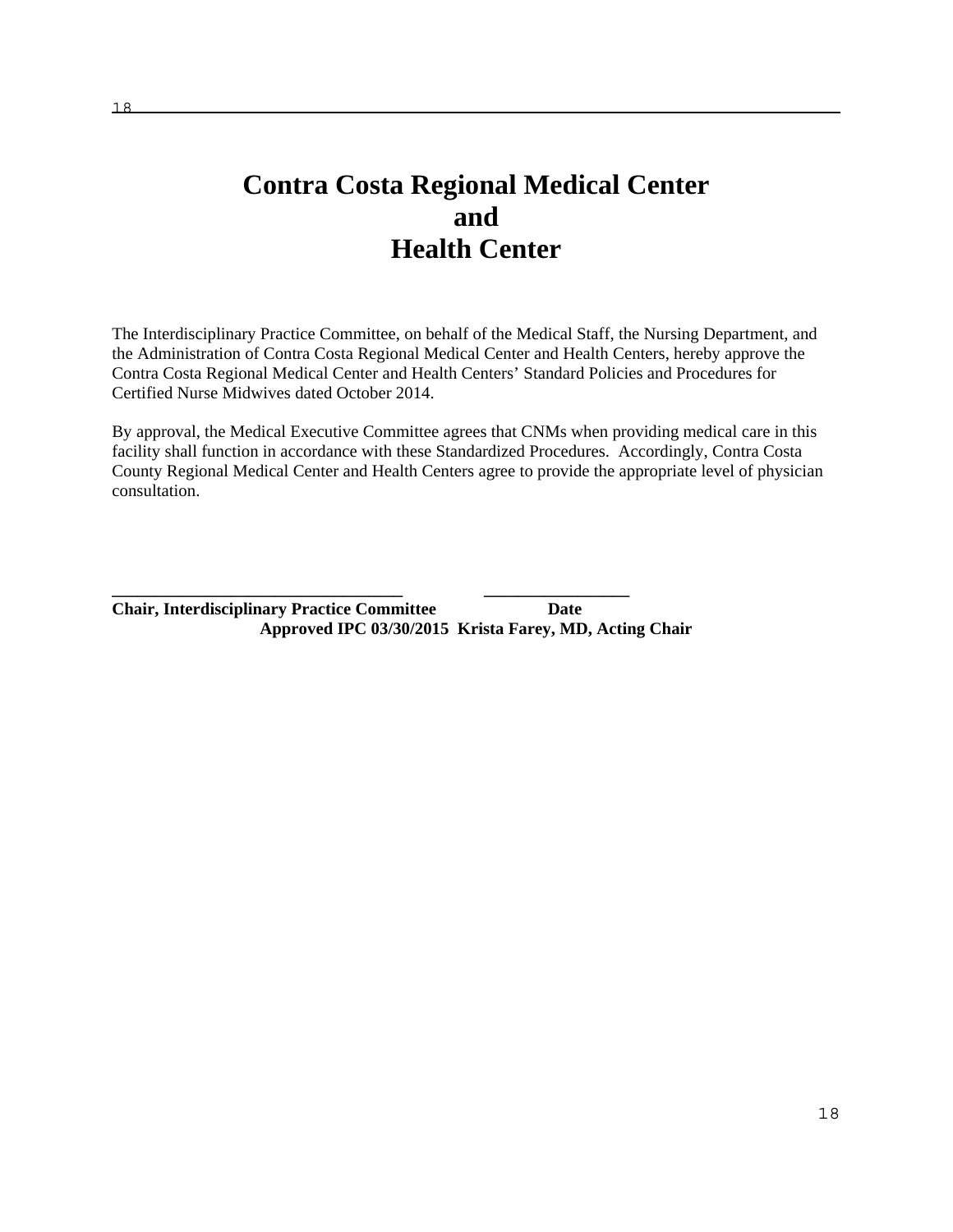# Contra Costa Regional Medical Center
# and
# Health Center

The Interdisciplinary Practice Committee, on behalf of the Medical Staff, the Nursing Department, and the Administration of Contra Costa Regional Medical Center and Health Centers, hereby approve the Contra Costa Regional Medical Center and Health Centers' Standard Policies and Procedures for Certified Nurse Midwives dated October 2014.

By approval, the Medical Executive Committee agrees that CNMs when providing medical care in this facility shall function in accordance with these Standardized Procedures. Accordingly, Contra Costa County Regional Medical Center and Health Centers agree to provide the appropriate level of physician consultation.

_________________________________ ________________

**Chair, Interdisciplinary Practice Committee Date**

**Approved IPC 03/30/2015 Krista Farey, MD, Acting Chair**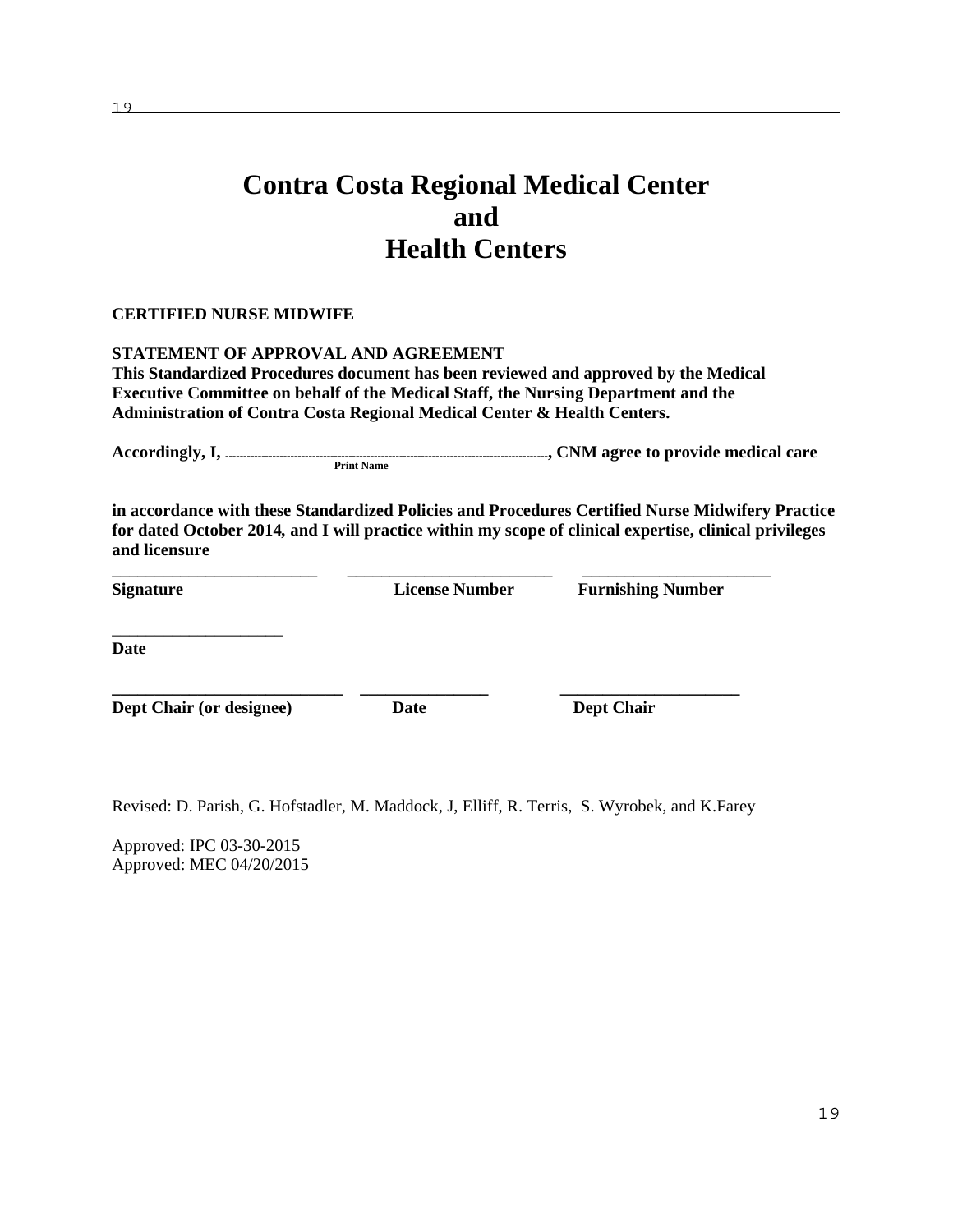# Contra Costa Regional Medical Center
# and
# Health Centers

**CERTIFIED NURSE MIDWIFE**

**STATEMENT OF APPROVAL AND AGREEMENT**
**This Standardized Procedures document has been reviewed and approved by the Medical Executive Committee on behalf of the Medical Staff, the Nursing Department and the Administration of Contra Costa Regional Medical Center & Health Centers.**

**Accordingly, I, ________________________________, CNM agree to provide medical care**
**Print Name**

**in accordance with these Standardized Policies and Procedures Certified Nurse Midwifery Practice for dated October 2014, and I will practice within my scope of clinical expertise, clinical privileges and licensure**

________________________ ________________________ ______________________
**Signature** **License Number** **Furnishing Number**

____________________
**Date**

__________________________ ______________ ____________________
**Dept Chair (or designee)** **Date** **Dept Chair**

Revised: D. Parish, G. Hofstadler, M. Maddock, J, Elliff, R. Terris, S. Wyrobek, and K.Farey

Approved: IPC 03-30-2015
Approved: MEC 04/20/2015